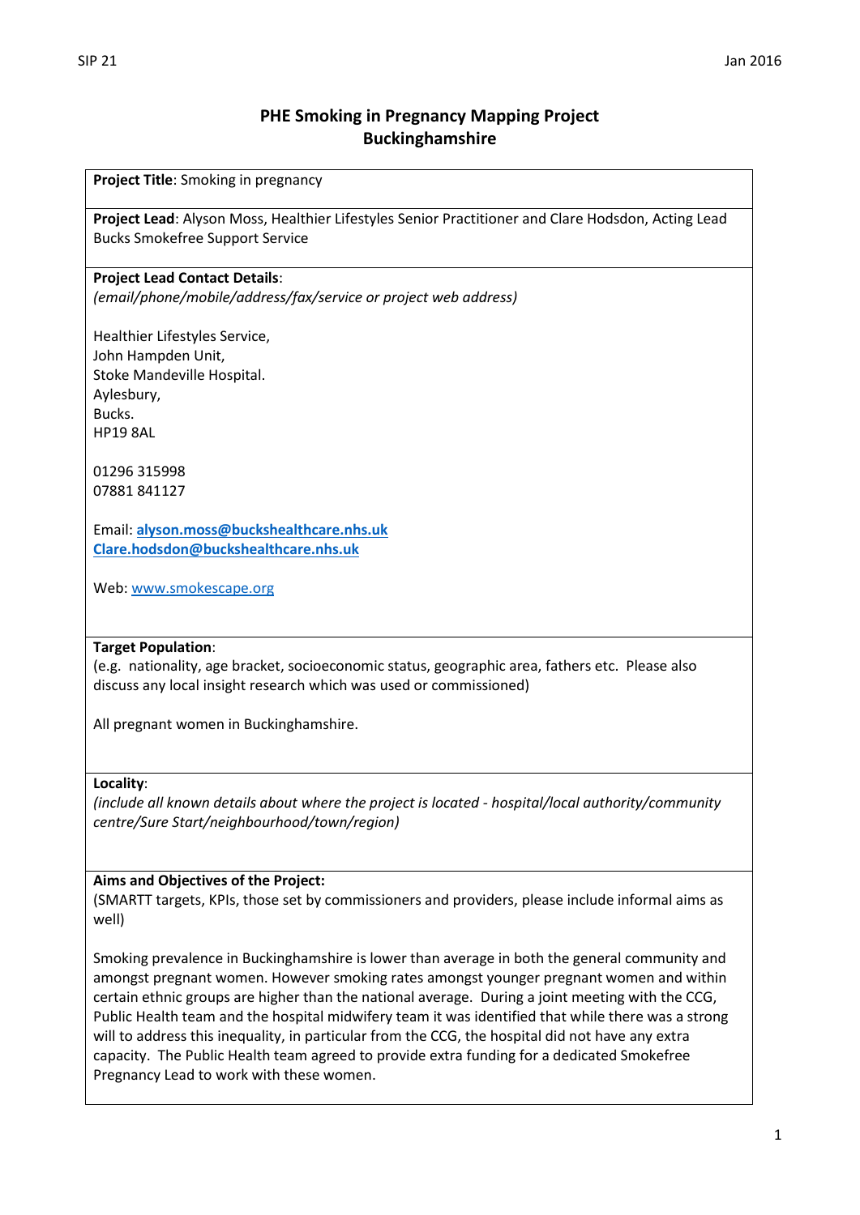# PHE Smoking in Pregnancy Mapping Project
## Buckinghamshire

**Project Title**: Smoking in pregnancy

**Project Lead**: Alyson Moss, Healthier Lifestyles Senior Practitioner and Clare Hodsdon, Acting Lead Bucks Smokefree Support Service

**Project Lead Contact Details**:
*(email/phone/mobile/address/fax/service or project web address)*

Healthier Lifestyles Service,
John Hampden Unit,
Stoke Mandeville Hospital.
Aylesbury,
Bucks.
HP19 8AL

01296 315998
07881 841127

Email: **alyson.moss@buckshealthcare.nhs.uk**
**Clare.hodsdon@buckshealthcare.nhs.uk**

Web: www.smokescape.org

**Target Population**:
(e.g. nationality, age bracket, socioeconomic status, geographic area, fathers etc. Please also discuss any local insight research which was used or commissioned)

All pregnant women in Buckinghamshire.

**Locality**:
*(include all known details about where the project is located - hospital/local authority/community centre/Sure Start/neighbourhood/town/region)*

**Aims and Objectives of the Project:**
(SMARTT targets, KPIs, those set by commissioners and providers, please include informal aims as well)

Smoking prevalence in Buckinghamshire is lower than average in both the general community and amongst pregnant women. However smoking rates amongst younger pregnant women and within certain ethnic groups are higher than the national average. During a joint meeting with the CCG, Public Health team and the hospital midwifery team it was identified that while there was a strong will to address this inequality, in particular from the CCG, the hospital did not have any extra capacity. The Public Health team agreed to provide extra funding for a dedicated Smokefree Pregnancy Lead to work with these women.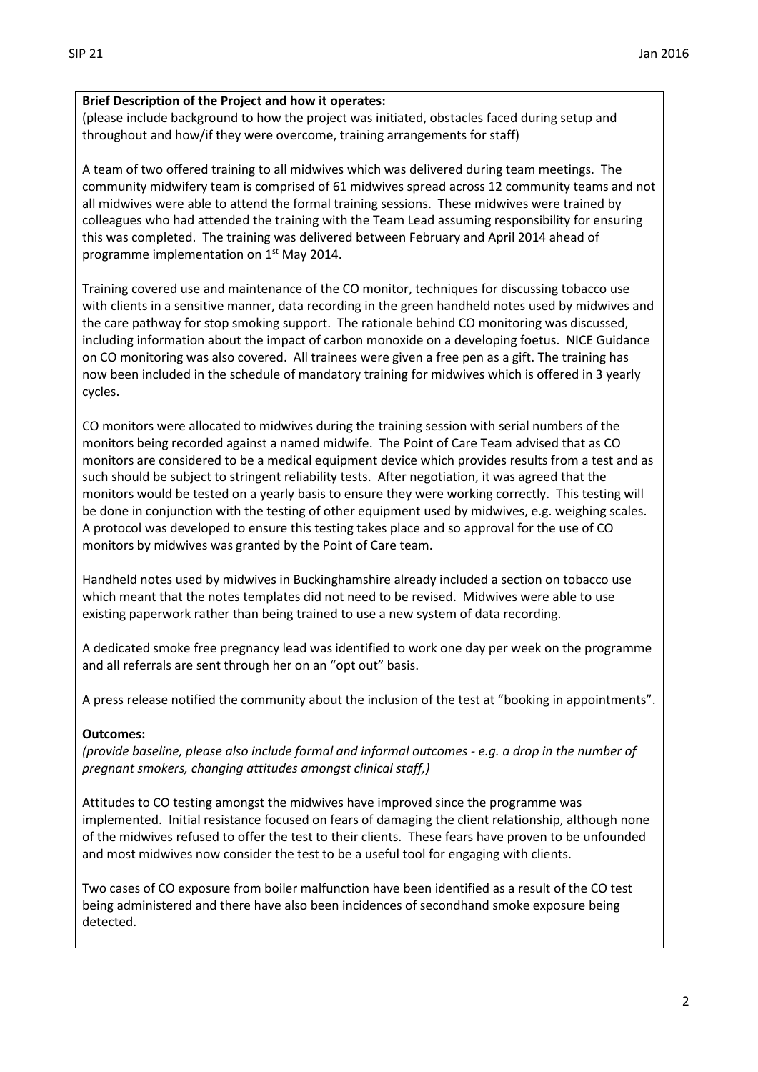**Brief Description of the Project and how it operates:**
(please include background to how the project was initiated, obstacles faced during setup and throughout and how/if they were overcome, training arrangements for staff)

A team of two offered training to all midwives which was delivered during team meetings. The community midwifery team is comprised of 61 midwives spread across 12 community teams and not all midwives were able to attend the formal training sessions. These midwives were trained by colleagues who had attended the training with the Team Lead assuming responsibility for ensuring this was completed. The training was delivered between February and April 2014 ahead of programme implementation on 1st May 2014.

Training covered use and maintenance of the CO monitor, techniques for discussing tobacco use with clients in a sensitive manner, data recording in the green handheld notes used by midwives and the care pathway for stop smoking support. The rationale behind CO monitoring was discussed, including information about the impact of carbon monoxide on a developing foetus. NICE Guidance on CO monitoring was also covered. All trainees were given a free pen as a gift. The training has now been included in the schedule of mandatory training for midwives which is offered in 3 yearly cycles.

CO monitors were allocated to midwives during the training session with serial numbers of the monitors being recorded against a named midwife. The Point of Care Team advised that as CO monitors are considered to be a medical equipment device which provides results from a test and as such should be subject to stringent reliability tests. After negotiation, it was agreed that the monitors would be tested on a yearly basis to ensure they were working correctly. This testing will be done in conjunction with the testing of other equipment used by midwives, e.g. weighing scales. A protocol was developed to ensure this testing takes place and so approval for the use of CO monitors by midwives was granted by the Point of Care team.

Handheld notes used by midwives in Buckinghamshire already included a section on tobacco use which meant that the notes templates did not need to be revised. Midwives were able to use existing paperwork rather than being trained to use a new system of data recording.

A dedicated smoke free pregnancy lead was identified to work one day per week on the programme and all referrals are sent through her on an "opt out" basis.

A press release notified the community about the inclusion of the test at "booking in appointments".

**Outcomes:**
*(provide baseline, please also include formal and informal outcomes - e.g. a drop in the number of pregnant smokers, changing attitudes amongst clinical staff,)*

Attitudes to CO testing amongst the midwives have improved since the programme was implemented. Initial resistance focused on fears of damaging the client relationship, although none of the midwives refused to offer the test to their clients. These fears have proven to be unfounded and most midwives now consider the test to be a useful tool for engaging with clients.

Two cases of CO exposure from boiler malfunction have been identified as a result of the CO test being administered and there have also been incidences of secondhand smoke exposure being detected.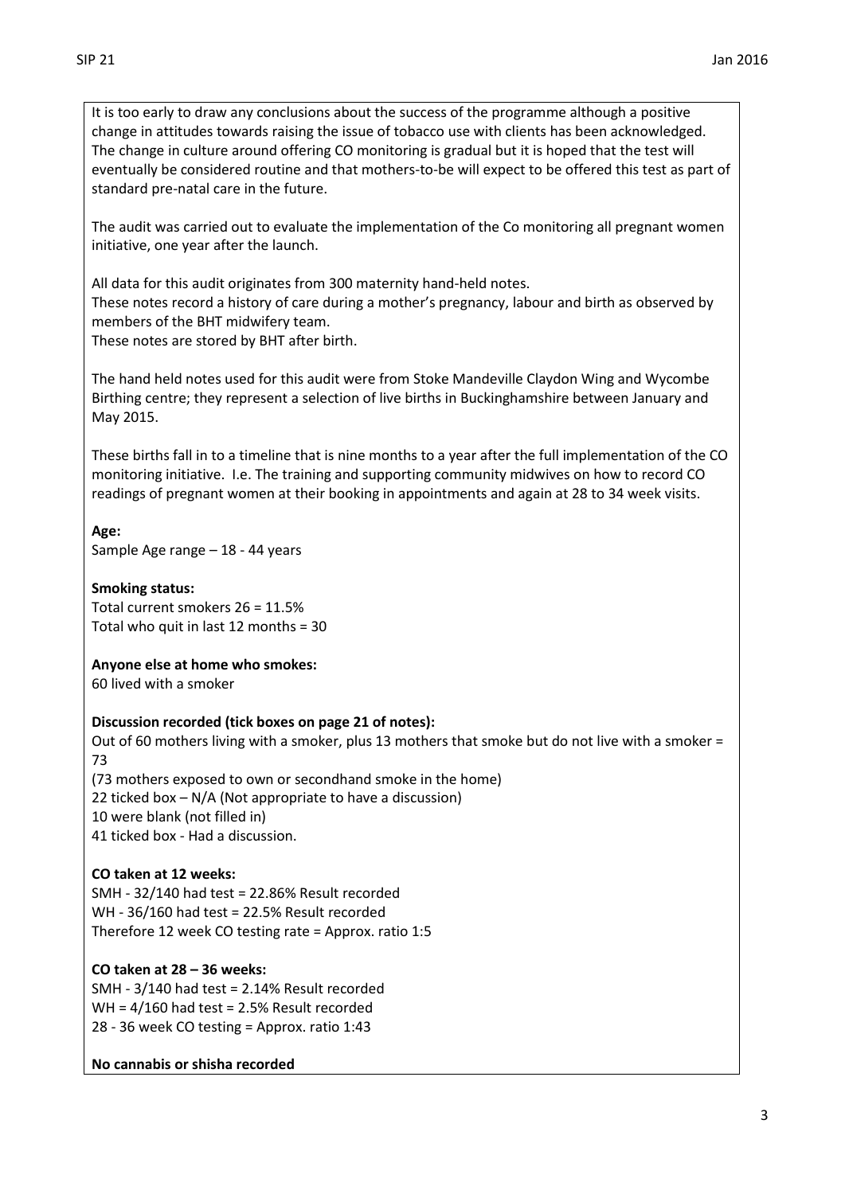It is too early to draw any conclusions about the success of the programme although a positive change in attitudes towards raising the issue of tobacco use with clients has been acknowledged. The change in culture around offering CO monitoring is gradual but it is hoped that the test will eventually be considered routine and that mothers-to-be will expect to be offered this test as part of standard pre-natal care in the future.

The audit was carried out to evaluate the implementation of the Co monitoring all pregnant women initiative, one year after the launch.

All data for this audit originates from 300 maternity hand-held notes.
These notes record a history of care during a mother's pregnancy, labour and birth as observed by members of the BHT midwifery team.
These notes are stored by BHT after birth.

The hand held notes used for this audit were from Stoke Mandeville Claydon Wing and Wycombe Birthing centre; they represent a selection of live births in Buckinghamshire between January and May 2015.

These births fall in to a timeline that is nine months to a year after the full implementation of the CO monitoring initiative. I.e. The training and supporting community midwives on how to record CO readings of pregnant women at their booking in appointments and again at 28 to 34 week visits.

**Age:**
Sample Age range – 18 - 44 years

**Smoking status:**
Total current smokers 26 = 11.5%
Total who quit in last 12 months = 30

**Anyone else at home who smokes:**
60 lived with a smoker

**Discussion recorded (tick boxes on page 21 of notes):**
Out of 60 mothers living with a smoker, plus 13 mothers that smoke but do not live with a smoker = 73
(73 mothers exposed to own or secondhand smoke in the home)
22 ticked box – N/A (Not appropriate to have a discussion)
10 were blank (not filled in)
41 ticked box - Had a discussion.

**CO taken at 12 weeks:**
SMH - 32/140 had test = 22.86% Result recorded
WH - 36/160 had test = 22.5% Result recorded
Therefore 12 week CO testing rate = Approx. ratio 1:5

**CO taken at 28 – 36 weeks:**
SMH - 3/140 had test = 2.14% Result recorded
WH = 4/160 had test = 2.5% Result recorded
28 - 36 week CO testing = Approx. ratio 1:43

**No cannabis or shisha recorded**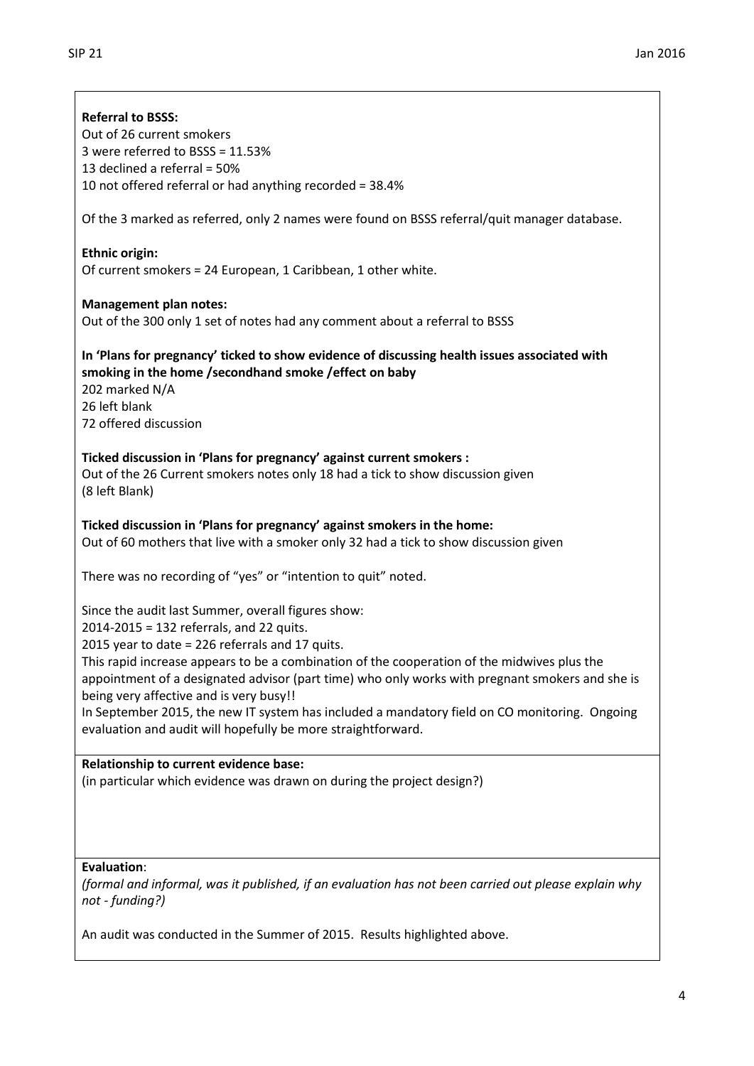**Referral to BSSS:**
Out of 26 current smokers
3 were referred to BSSS = 11.53%
13 declined a referral = 50%
10 not offered referral or had anything recorded = 38.4%

Of the 3 marked as referred, only 2 names were found on BSSS referral/quit manager database.

**Ethnic origin:**
Of current smokers = 24 European, 1 Caribbean, 1 other white.

**Management plan notes:**
Out of the 300 only 1 set of notes had any comment about a referral to BSSS

**In 'Plans for pregnancy' ticked to show evidence of discussing health issues associated with smoking in the home /secondhand smoke /effect on baby**
202 marked N/A
26 left blank
72 offered discussion

**Ticked discussion in 'Plans for pregnancy' against current smokers :**
Out of the 26 Current smokers notes only 18 had a tick to show discussion given
(8 left Blank)

**Ticked discussion in 'Plans for pregnancy' against smokers in the home:**
Out of 60 mothers that live with a smoker only 32 had a tick to show discussion given

There was no recording of "yes" or "intention to quit" noted.

Since the audit last Summer, overall figures show:
2014-2015 = 132 referrals, and 22 quits.
2015 year to date = 226 referrals and 17 quits.
This rapid increase appears to be a combination of the cooperation of the midwives plus the appointment of a designated advisor (part time) who only works with pregnant smokers and she is being very affective and is very busy!!
In September 2015, the new IT system has included a mandatory field on CO monitoring. Ongoing evaluation and audit will hopefully be more straightforward.

**Relationship to current evidence base:**
(in particular which evidence was drawn on during the project design?)

**Evaluation**:
*(formal and informal, was it published, if an evaluation has not been carried out please explain why not - funding?)*

An audit was conducted in the Summer of 2015. Results highlighted above.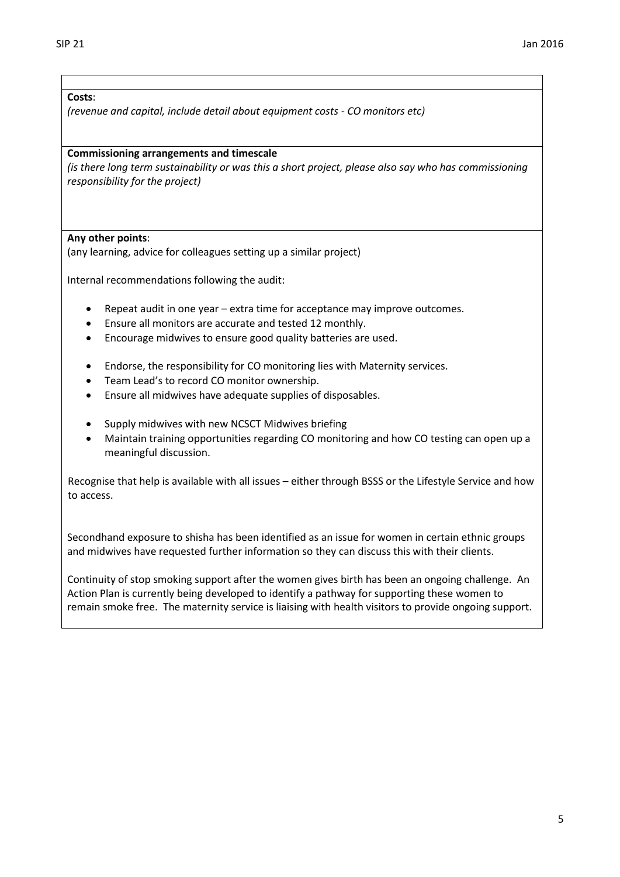**Costs**:

*(revenue and capital, include detail about equipment costs - CO monitors etc)*

**Commissioning arrangements and timescale**

*(is there long term sustainability or was this a short project, please also say who has commissioning responsibility for the project)*

**Any other points**:

(any learning, advice for colleagues setting up a similar project)

Internal recommendations following the audit:

- Repeat audit in one year – extra time for acceptance may improve outcomes.
- Ensure all monitors are accurate and tested 12 monthly.
- Encourage midwives to ensure good quality batteries are used.

- Endorse, the responsibility for CO monitoring lies with Maternity services.
- Team Lead's to record CO monitor ownership.
- Ensure all midwives have adequate supplies of disposables.

- Supply midwives with new NCSCT Midwives briefing
- Maintain training opportunities regarding CO monitoring and how CO testing can open up a meaningful discussion.

Recognise that help is available with all issues – either through BSSS or the Lifestyle Service and how to access.

Secondhand exposure to shisha has been identified as an issue for women in certain ethnic groups and midwives have requested further information so they can discuss this with their clients.

Continuity of stop smoking support after the women gives birth has been an ongoing challenge. An Action Plan is currently being developed to identify a pathway for supporting these women to remain smoke free. The maternity service is liaising with health visitors to provide ongoing support.